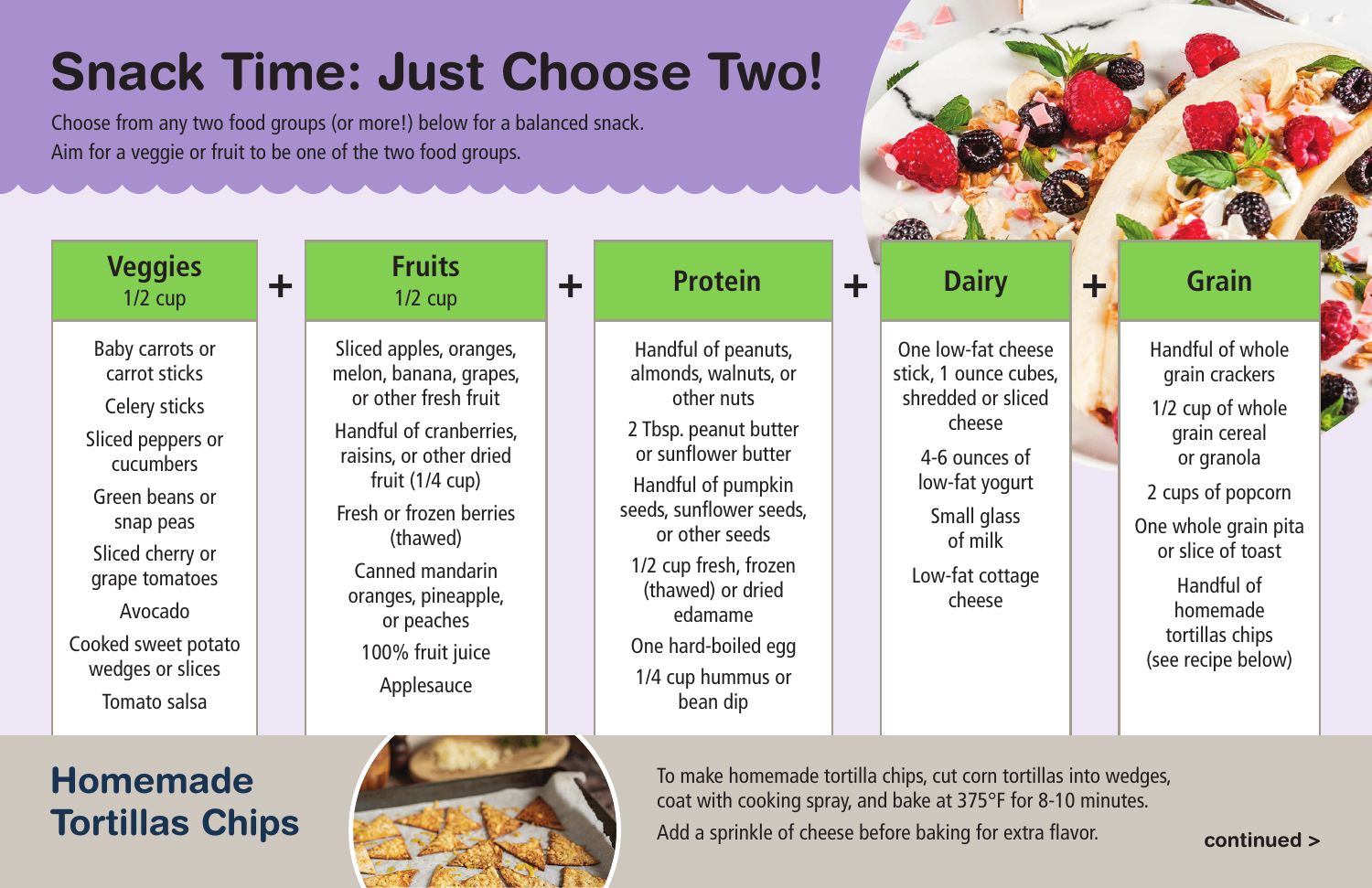# Snack Time: Just Choose Two!

Choose from any two food groups (or more!) below for a balanced snack.
Aim for a veggie or fruit to be one of the two food groups.

## Veggies (1/2 cup)

- Baby carrots or carrot sticks
- Celery sticks
- Sliced peppers or cucumbers
- Green beans or snap peas
- Sliced cherry or grape tomatoes
- Avocado
- Cooked sweet potato wedges or slices
- Tomato salsa

**+**

## Fruits (1/2 cup)

- Sliced apples, oranges, melon, banana, grapes, or other fresh fruit
- Handful of cranberries, raisins, or other dried fruit (1/4 cup)
- Fresh or frozen berries (thawed)
- Canned mandarin oranges, pineapple, or peaches
- 100% fruit juice
- Applesauce

**+**

## Protein

- Handful of peanuts, almonds, walnuts, or other nuts
- 2 Tbsp. peanut butter or sunflower butter
- Handful of pumpkin seeds, sunflower seeds, or other seeds
- 1/2 cup fresh, frozen (thawed) or dried edamame
- One hard-boiled egg
- 1/4 cup hummus or bean dip

**+**

## Dairy

- One low-fat cheese stick, 1 ounce cubes, shredded or sliced cheese
- 4-6 ounces of low-fat yogurt
- Small glass of milk
- Low-fat cottage cheese

**+**

## Grain

- Handful of whole grain crackers
- 1/2 cup of whole grain cereal or granola
- 2 cups of popcorn
- One whole grain pita or slice of toast
- Handful of homemade tortillas chips (see recipe below)

## Homemade Tortillas Chips

To make homemade tortilla chips, cut corn tortillas into wedges, coat with cooking spray, and bake at 375°F for 8-10 minutes.

Add a sprinkle of cheese before baking for extra flavor.

**continued >**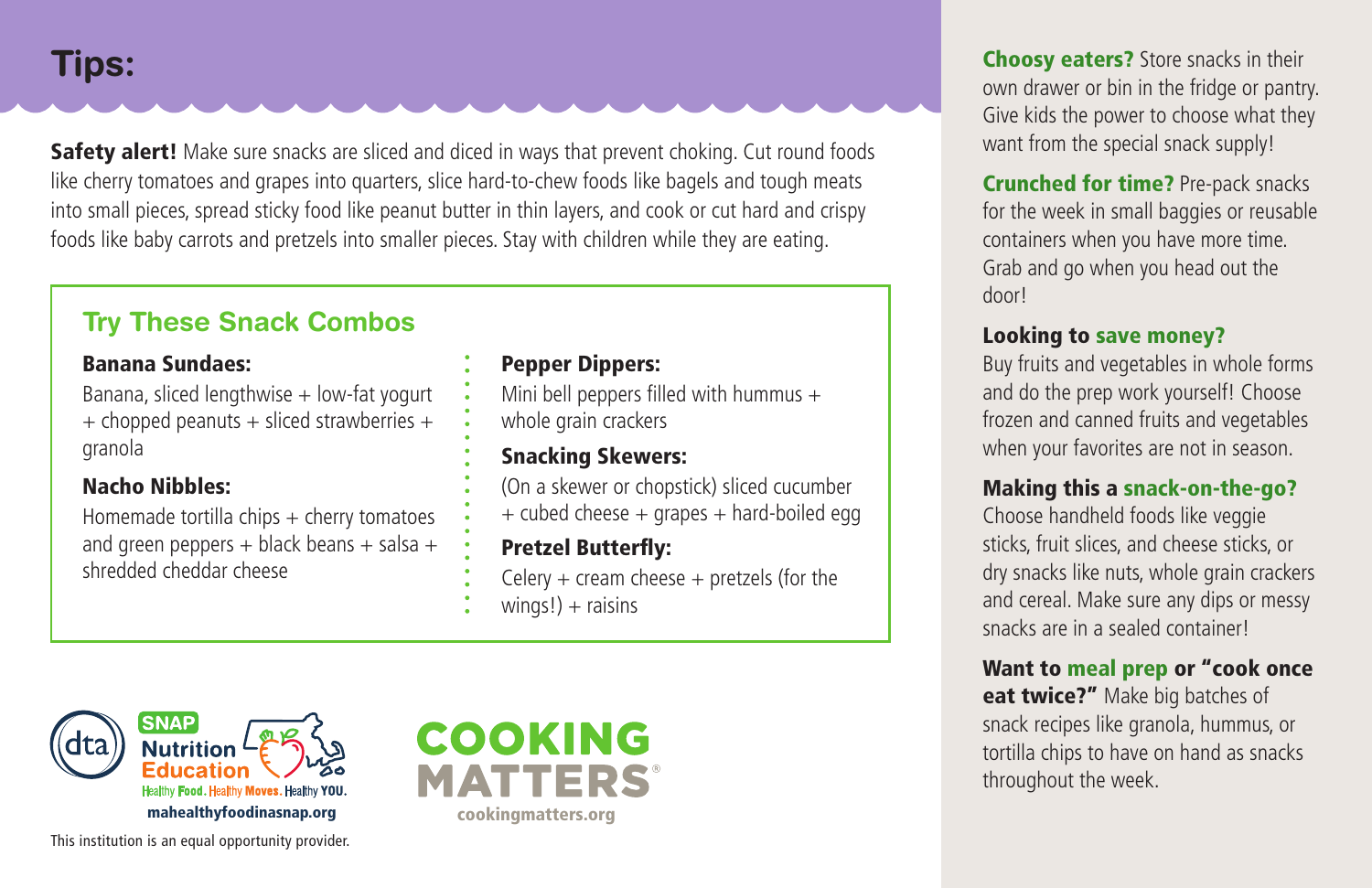# Tips:

**Safety alert!** Make sure snacks are sliced and diced in ways that prevent choking. Cut round foods like cherry tomatoes and grapes into quarters, slice hard-to-chew foods like bagels and tough meats into small pieces, spread sticky food like peanut butter in thin layers, and cook or cut hard and crispy foods like baby carrots and pretzels into smaller pieces. Stay with children while they are eating.

## Try These Snack Combos

### Banana Sundaes:

Banana, sliced lengthwise + low-fat yogurt + chopped peanuts + sliced strawberries + granola

### Nacho Nibbles:

Homemade tortilla chips + cherry tomatoes and green peppers + black beans + salsa + shredded cheddar cheese

### Pepper Dippers:

Mini bell peppers filled with hummus + whole grain crackers

### Snacking Skewers:

(On a skewer or chopstick) sliced cucumber + cubed cheese + grapes + hard-boiled egg

### Pretzel Butterfly:

Celery + cream cheese + pretzels (for the wings!) + raisins

dta

SNAP Nutrition Education

Healthy Food. Healthy Moves. Healthy YOU.

mahealthyfoodinasnap.org

COOKING MATTERS®

cookingmatters.org

This institution is an equal opportunity provider.

**Choosy eaters?** Store snacks in their own drawer or bin in the fridge or pantry. Give kids the power to choose what they want from the special snack supply!

**Crunched for time?** Pre-pack snacks for the week in small baggies or reusable containers when you have more time. Grab and go when you head out the door!

**Looking to save money?**
Buy fruits and vegetables in whole forms and do the prep work yourself! Choose frozen and canned fruits and vegetables when your favorites are not in season.

**Making this a snack-on-the-go?**
Choose handheld foods like veggie sticks, fruit slices, and cheese sticks, or dry snacks like nuts, whole grain crackers and cereal. Make sure any dips or messy snacks are in a sealed container!

**Want to meal prep or "cook once eat twice?"** Make big batches of snack recipes like granola, hummus, or tortilla chips to have on hand as snacks throughout the week.